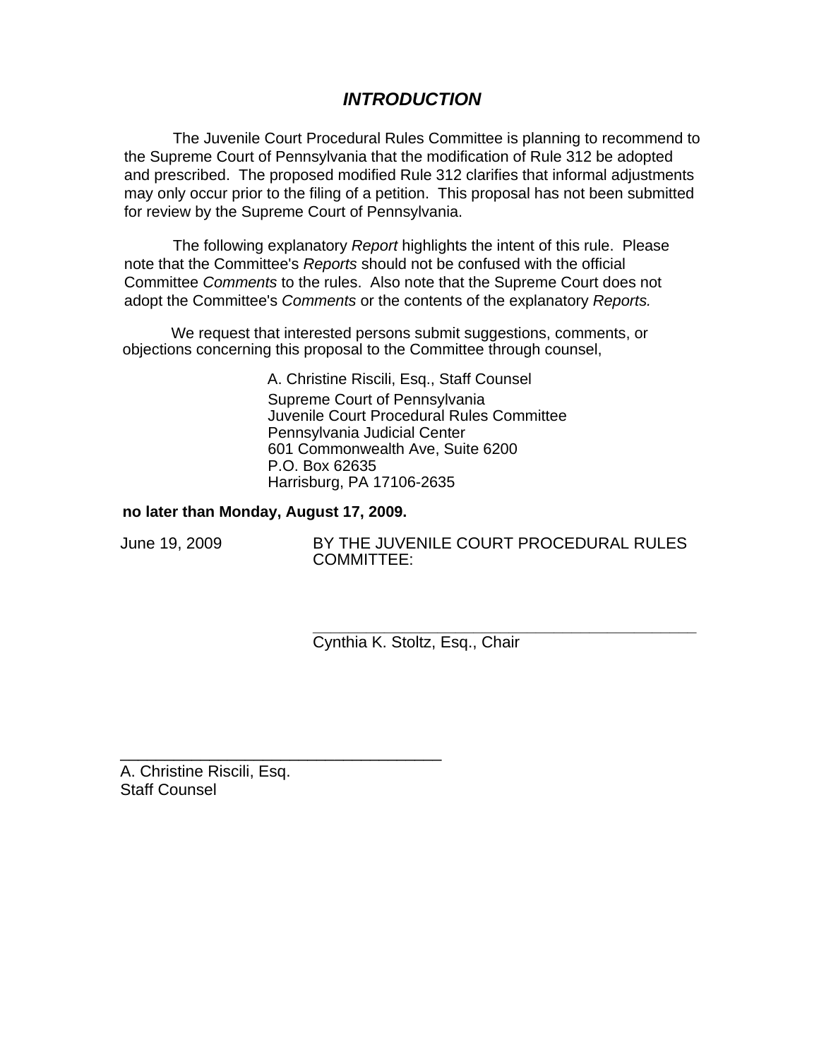# *INTRODUCTION*

The Juvenile Court Procedural Rules Committee is planning to recommend to the Supreme Court of Pennsylvania that the modification of Rule 312 be adopted and prescribed. The proposed modified Rule 312 clarifies that informal adjustments may only occur prior to the filing of a petition. This proposal has not been submitted for review by the Supreme Court of Pennsylvania.

The following explanatory *Report* highlights the intent of this rule. Please note that the Committee's *Reports* should not be confused with the official Committee *Comments* to the rules. Also note that the Supreme Court does not adopt the Committee's *Comments* or the contents of the explanatory *Reports.*

We request that interested persons submit suggestions, comments, or objections concerning this proposal to the Committee through counsel,

A. Christine Riscili, Esq., Staff Counsel
Supreme Court of Pennsylvania
Juvenile Court Procedural Rules Committee
Pennsylvania Judicial Center
601 Commonwealth Ave, Suite 6200
P.O. Box 62635
Harrisburg, PA 17106-2635

**no later than Monday, August 17, 2009.**

June 19, 2009

BY THE JUVENILE COURT PROCEDURAL RULES COMMITTEE:

______________________________________
Cynthia K. Stoltz, Esq., Chair

______________________________________
A. Christine Riscili, Esq.
Staff Counsel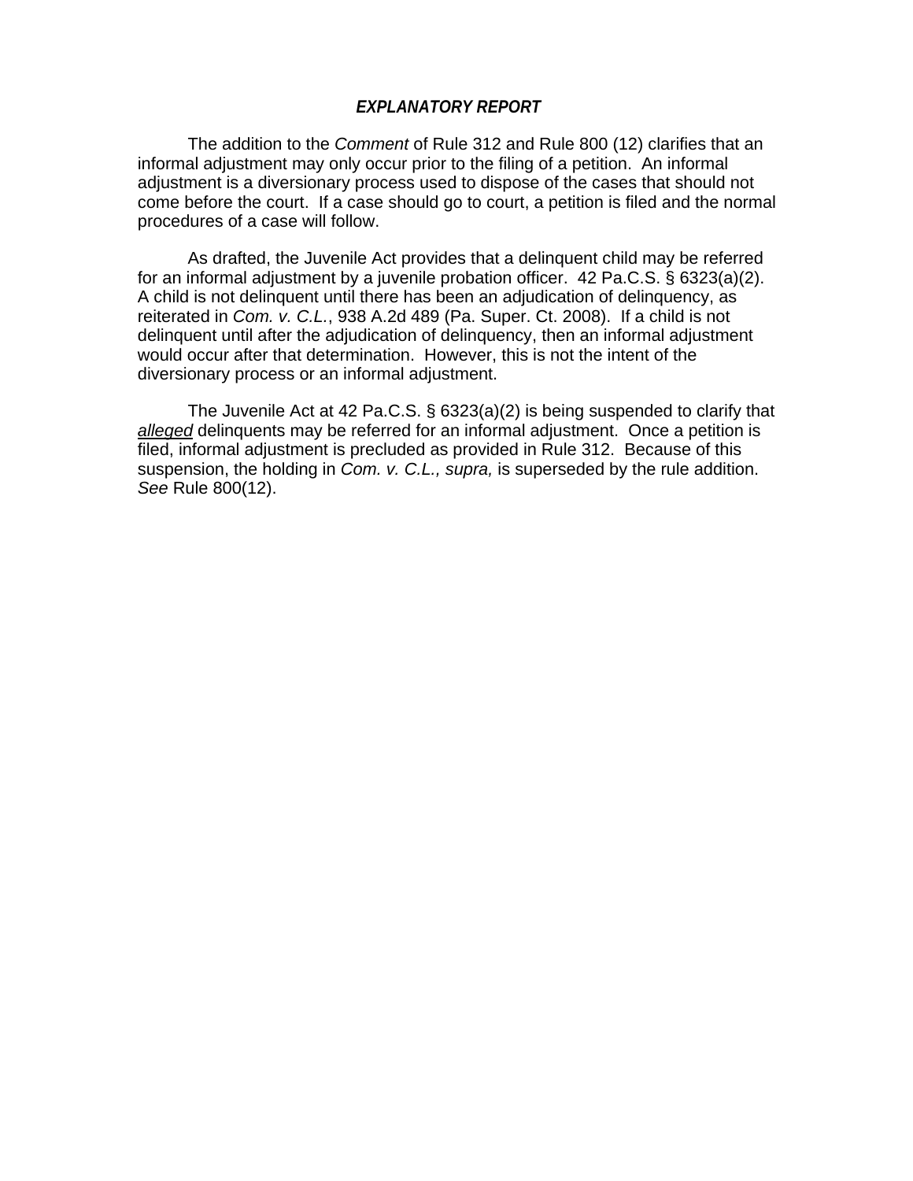# *EXPLANATORY REPORT*

The addition to the *Comment* of Rule 312 and Rule 800 (12) clarifies that an informal adjustment may only occur prior to the filing of a petition. An informal adjustment is a diversionary process used to dispose of the cases that should not come before the court. If a case should go to court, a petition is filed and the normal procedures of a case will follow.

As drafted, the Juvenile Act provides that a delinquent child may be referred for an informal adjustment by a juvenile probation officer. 42 Pa.C.S. § 6323(a)(2). A child is not delinquent until there has been an adjudication of delinquency, as reiterated in *Com. v. C.L.*, 938 A.2d 489 (Pa. Super. Ct. 2008). If a child is not delinquent until after the adjudication of delinquency, then an informal adjustment would occur after that determination. However, this is not the intent of the diversionary process or an informal adjustment.

The Juvenile Act at 42 Pa.C.S. § 6323(a)(2) is being suspended to clarify that ***alleged*** delinquents may be referred for an informal adjustment. Once a petition is filed, informal adjustment is precluded as provided in Rule 312. Because of this suspension, the holding in *Com. v. C.L., supra,* is superseded by the rule addition. *See* Rule 800(12).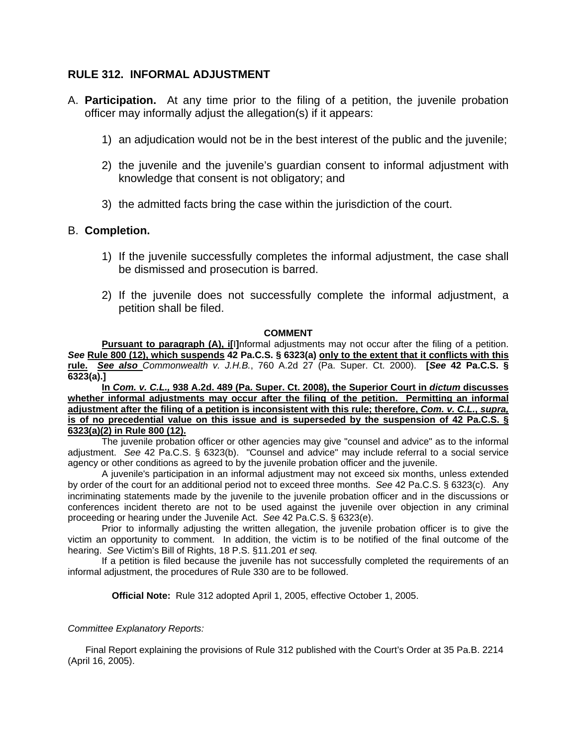## RULE 312. INFORMAL ADJUSTMENT

A. **Participation.** At any time prior to the filing of a petition, the juvenile probation officer may informally adjust the allegation(s) if it appears:

   1) an adjudication would not be in the best interest of the public and the juvenile;

   2) the juvenile and the juvenile's guardian consent to informal adjustment with knowledge that consent is not obligatory; and

   3) the admitted facts bring the case within the jurisdiction of the court.

B. **Completion.**

   1) If the juvenile successfully completes the informal adjustment, the case shall be dismissed and prosecution is barred.

   2) If the juvenile does not successfully complete the informal adjustment, a petition shall be filed.

**COMMENT**

<u>**Pursuant to paragraph (A), i**</u>**[**I**]**nformal adjustments may not occur after the filing of a petition. ***See*** <u>**Rule 800 (12), which suspends**</u> **42 Pa.C.S. § 6323(a)** <u>**only to the extent that it conflicts with this rule.**</u> <u>***See also***</u> *Commonwealth v. J.H.B.*, 760 A.2d 27 (Pa. Super. Ct. 2000). **[*See* 42 Pa.C.S. § 6323(a).]**

<u>**In *Com. v. C.L.,* 938 A.2d. 489 (Pa. Super. Ct. 2008), the Superior Court in *dictum* discusses whether informal adjustments may occur after the filing of the petition. Permitting an informal adjustment after the filing of a petition is inconsistent with this rule; therefore, *Com. v. C.L.*, *supra,* is of no precedential value on this issue and is superseded by the suspension of 42 Pa.C.S. § 6323(a)(2) in Rule 800 (12).**</u>

The juvenile probation officer or other agencies may give "counsel and advice" as to the informal adjustment. *See* 42 Pa.C.S. § 6323(b). "Counsel and advice" may include referral to a social service agency or other conditions as agreed to by the juvenile probation officer and the juvenile.

A juvenile's participation in an informal adjustment may not exceed six months, unless extended by order of the court for an additional period not to exceed three months. *See* 42 Pa.C.S. § 6323(c). Any incriminating statements made by the juvenile to the juvenile probation officer and in the discussions or conferences incident thereto are not to be used against the juvenile over objection in any criminal proceeding or hearing under the Juvenile Act. *See* 42 Pa.C.S. § 6323(e).

Prior to informally adjusting the written allegation, the juvenile probation officer is to give the victim an opportunity to comment. In addition, the victim is to be notified of the final outcome of the hearing. *See* Victim's Bill of Rights, 18 P.S. §11.201 *et seq.*

If a petition is filed because the juvenile has not successfully completed the requirements of an informal adjustment, the procedures of Rule 330 are to be followed.

**Official Note:** Rule 312 adopted April 1, 2005, effective October 1, 2005.

*Committee Explanatory Reports:*

Final Report explaining the provisions of Rule 312 published with the Court's Order at 35 Pa.B. 2214 (April 16, 2005).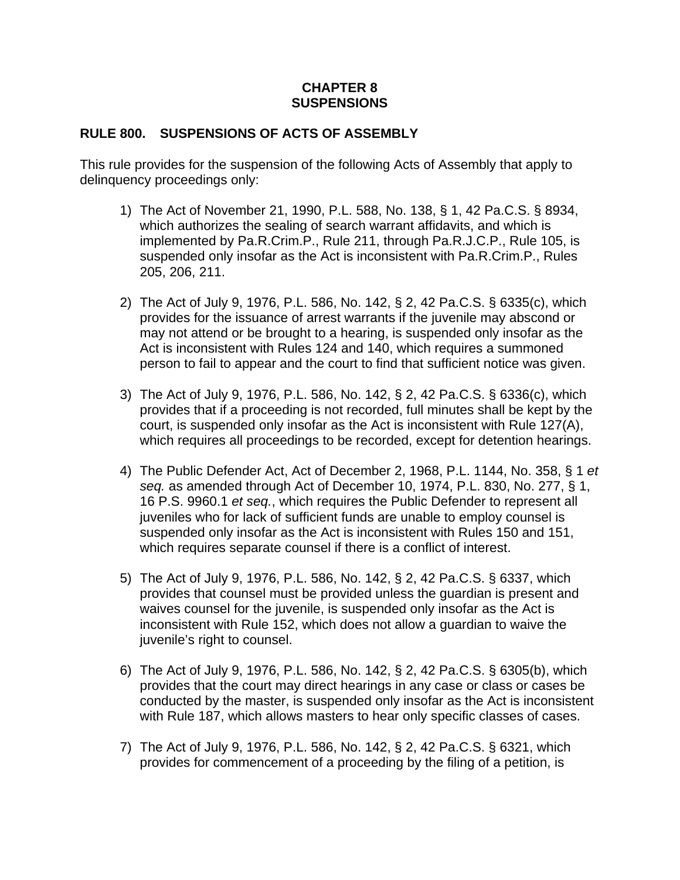# CHAPTER 8
# SUSPENSIONS

## RULE 800. SUSPENSIONS OF ACTS OF ASSEMBLY

This rule provides for the suspension of the following Acts of Assembly that apply to delinquency proceedings only:

1) The Act of November 21, 1990, P.L. 588, No. 138, § 1, 42 Pa.C.S. § 8934, which authorizes the sealing of search warrant affidavits, and which is implemented by Pa.R.Crim.P., Rule 211, through Pa.R.J.C.P., Rule 105, is suspended only insofar as the Act is inconsistent with Pa.R.Crim.P., Rules 205, 206, 211.

2) The Act of July 9, 1976, P.L. 586, No. 142, § 2, 42 Pa.C.S. § 6335(c), which provides for the issuance of arrest warrants if the juvenile may abscond or may not attend or be brought to a hearing, is suspended only insofar as the Act is inconsistent with Rules 124 and 140, which requires a summoned person to fail to appear and the court to find that sufficient notice was given.

3) The Act of July 9, 1976, P.L. 586, No. 142, § 2, 42 Pa.C.S. § 6336(c), which provides that if a proceeding is not recorded, full minutes shall be kept by the court, is suspended only insofar as the Act is inconsistent with Rule 127(A), which requires all proceedings to be recorded, except for detention hearings.

4) The Public Defender Act, Act of December 2, 1968, P.L. 1144, No. 358, § 1 *et seq.* as amended through Act of December 10, 1974, P.L. 830, No. 277, § 1, 16 P.S. 9960.1 *et seq.*, which requires the Public Defender to represent all juveniles who for lack of sufficient funds are unable to employ counsel is suspended only insofar as the Act is inconsistent with Rules 150 and 151, which requires separate counsel if there is a conflict of interest.

5) The Act of July 9, 1976, P.L. 586, No. 142, § 2, 42 Pa.C.S. § 6337, which provides that counsel must be provided unless the guardian is present and waives counsel for the juvenile, is suspended only insofar as the Act is inconsistent with Rule 152, which does not allow a guardian to waive the juvenile's right to counsel.

6) The Act of July 9, 1976, P.L. 586, No. 142, § 2, 42 Pa.C.S. § 6305(b), which provides that the court may direct hearings in any case or class or cases be conducted by the master, is suspended only insofar as the Act is inconsistent with Rule 187, which allows masters to hear only specific classes of cases.

7) The Act of July 9, 1976, P.L. 586, No. 142, § 2, 42 Pa.C.S. § 6321, which provides for commencement of a proceeding by the filing of a petition, is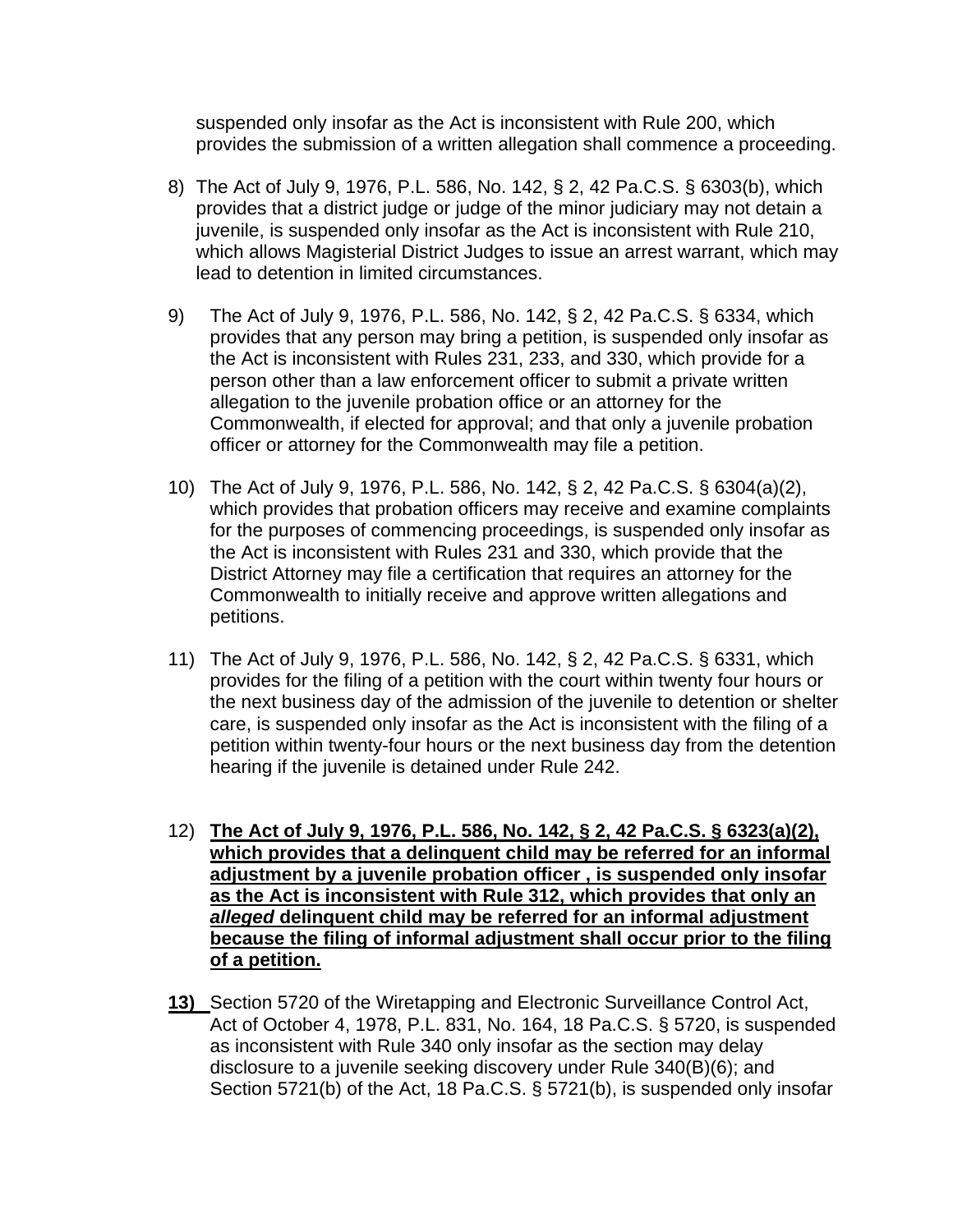suspended only insofar as the Act is inconsistent with Rule 200, which provides the submission of a written allegation shall commence a proceeding.

8) The Act of July 9, 1976, P.L. 586, No. 142, § 2, 42 Pa.C.S. § 6303(b), which provides that a district judge or judge of the minor judiciary may not detain a juvenile, is suspended only insofar as the Act is inconsistent with Rule 210, which allows Magisterial District Judges to issue an arrest warrant, which may lead to detention in limited circumstances.

9) The Act of July 9, 1976, P.L. 586, No. 142, § 2, 42 Pa.C.S. § 6334, which provides that any person may bring a petition, is suspended only insofar as the Act is inconsistent with Rules 231, 233, and 330, which provide for a person other than a law enforcement officer to submit a private written allegation to the juvenile probation office or an attorney for the Commonwealth, if elected for approval; and that only a juvenile probation officer or attorney for the Commonwealth may file a petition.

10) The Act of July 9, 1976, P.L. 586, No. 142, § 2, 42 Pa.C.S. § 6304(a)(2), which provides that probation officers may receive and examine complaints for the purposes of commencing proceedings, is suspended only insofar as the Act is inconsistent with Rules 231 and 330, which provide that the District Attorney may file a certification that requires an attorney for the Commonwealth to initially receive and approve written allegations and petitions.

11) The Act of July 9, 1976, P.L. 586, No. 142, § 2, 42 Pa.C.S. § 6331, which provides for the filing of a petition with the court within twenty four hours or the next business day of the admission of the juvenile to detention or shelter care, is suspended only insofar as the Act is inconsistent with the filing of a petition within twenty-four hours or the next business day from the detention hearing if the juvenile is detained under Rule 242.

12) **The Act of July 9, 1976, P.L. 586, No. 142, § 2, 42 Pa.C.S. § 6323(a)(2), which provides that a delinquent child may be referred for an informal adjustment by a juvenile probation officer , is suspended only insofar as the Act is inconsistent with Rule 312, which provides that only an *alleged* delinquent child may be referred for an informal adjustment because the filing of informal adjustment shall occur prior to the filing of a petition.**

**13)** Section 5720 of the Wiretapping and Electronic Surveillance Control Act, Act of October 4, 1978, P.L. 831, No. 164, 18 Pa.C.S. § 5720, is suspended as inconsistent with Rule 340 only insofar as the section may delay disclosure to a juvenile seeking discovery under Rule 340(B)(6); and Section 5721(b) of the Act, 18 Pa.C.S. § 5721(b), is suspended only insofar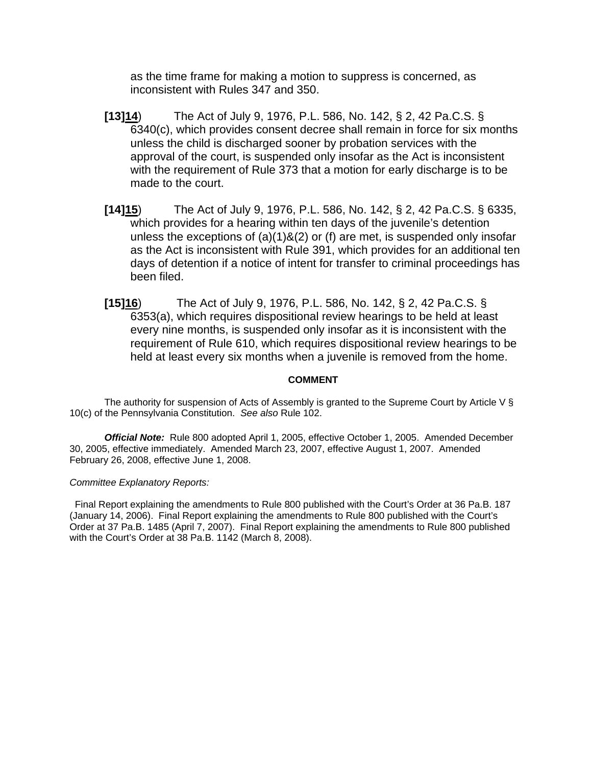as the time frame for making a motion to suppress is concerned, as inconsistent with Rules 347 and 350.

**[13]**<u>**14**</u>) The Act of July 9, 1976, P.L. 586, No. 142, § 2, 42 Pa.C.S. § 6340(c), which provides consent decree shall remain in force for six months unless the child is discharged sooner by probation services with the approval of the court, is suspended only insofar as the Act is inconsistent with the requirement of Rule 373 that a motion for early discharge is to be made to the court.

**[14]**<u>**15**</u>) The Act of July 9, 1976, P.L. 586, No. 142, § 2, 42 Pa.C.S. § 6335, which provides for a hearing within ten days of the juvenile's detention unless the exceptions of (a)(1)&(2) or (f) are met, is suspended only insofar as the Act is inconsistent with Rule 391, which provides for an additional ten days of detention if a notice of intent for transfer to criminal proceedings has been filed.

**[15]**<u>**16**</u>) The Act of July 9, 1976, P.L. 586, No. 142, § 2, 42 Pa.C.S. § 6353(a), which requires dispositional review hearings to be held at least every nine months, is suspended only insofar as it is inconsistent with the requirement of Rule 610, which requires dispositional review hearings to be held at least every six months when a juvenile is removed from the home.

**COMMENT**

The authority for suspension of Acts of Assembly is granted to the Supreme Court by Article V § 10(c) of the Pennsylvania Constitution. *See also* Rule 102.

***Official Note:*** Rule 800 adopted April 1, 2005, effective October 1, 2005. Amended December 30, 2005, effective immediately. Amended March 23, 2007, effective August 1, 2007. Amended February 26, 2008, effective June 1, 2008.

*Committee Explanatory Reports:*

Final Report explaining the amendments to Rule 800 published with the Court's Order at 36 Pa.B. 187 (January 14, 2006). Final Report explaining the amendments to Rule 800 published with the Court's Order at 37 Pa.B. 1485 (April 7, 2007). Final Report explaining the amendments to Rule 800 published with the Court's Order at 38 Pa.B. 1142 (March 8, 2008).